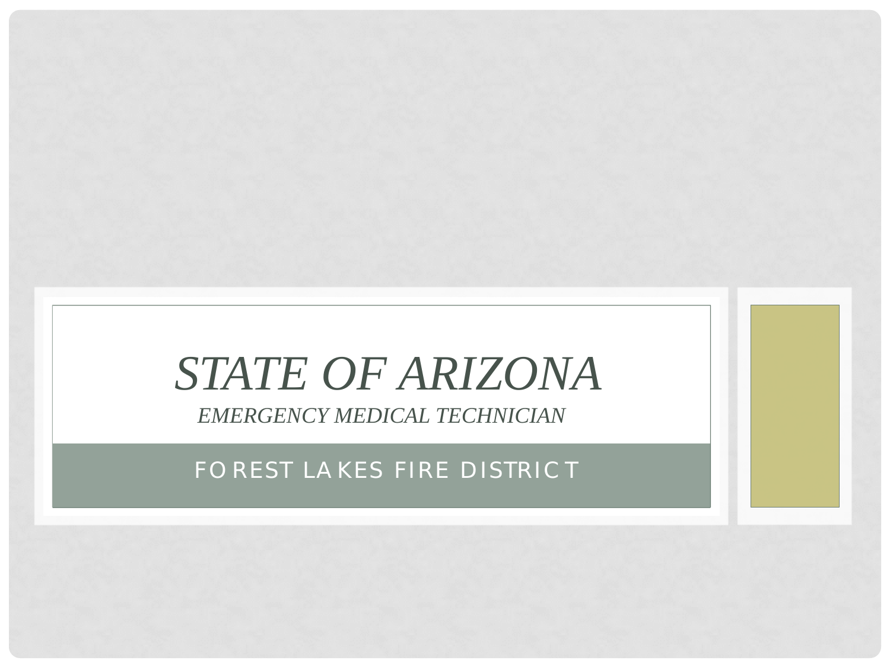# *STATE OF ARIZONA*

*EMERGENCY MEDICAL TECHNICIAN*

FOREST LAKES FIRE DISTRICT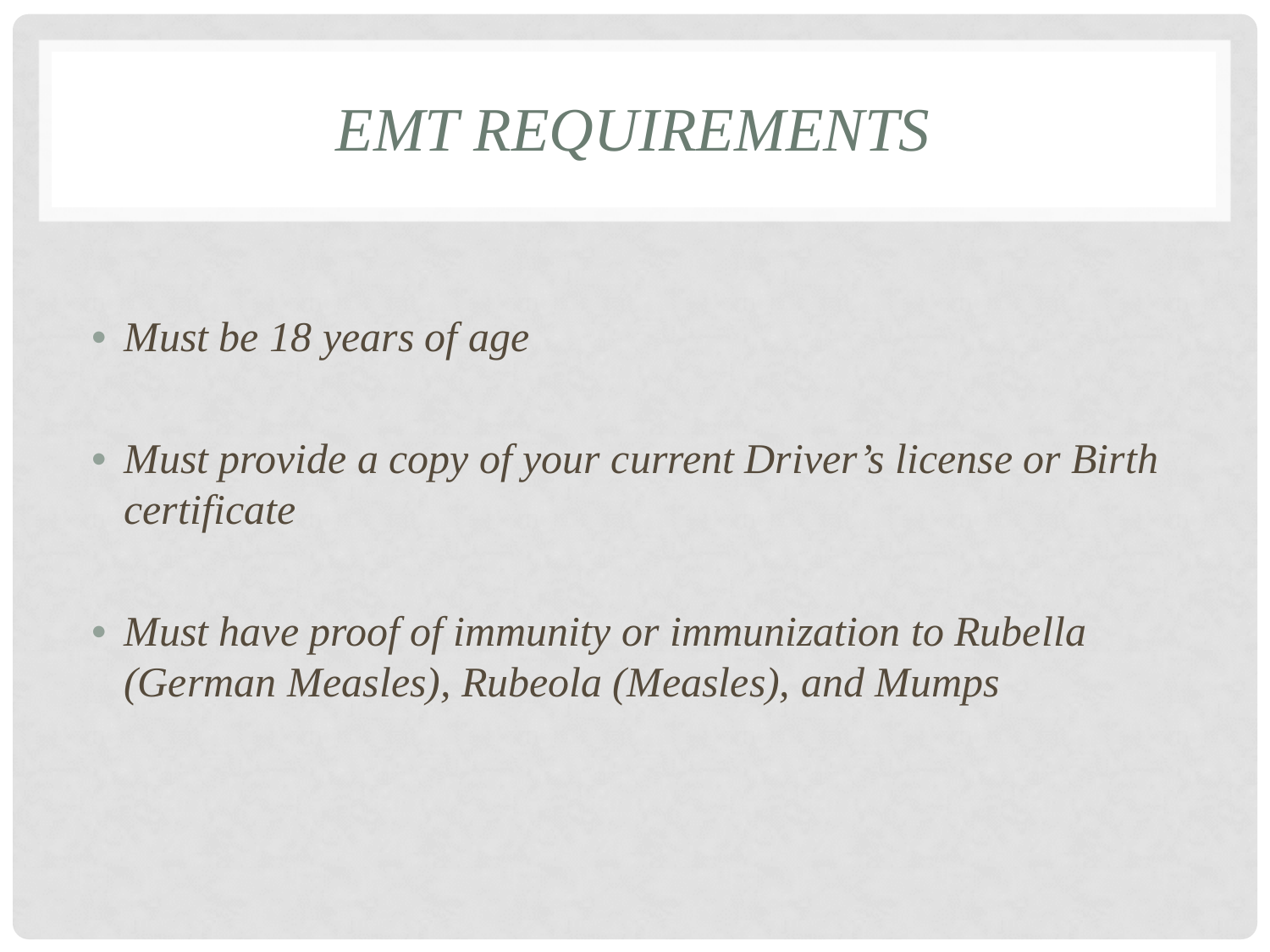# *EMT REQUIREMENTS*

- *Must be 18 years of age*
- *Must provide a copy of your current Driver's license or Birth certificate*
- *Must have proof of immunity or immunization to Rubella (German Measles), Rubeola (Measles), and Mumps*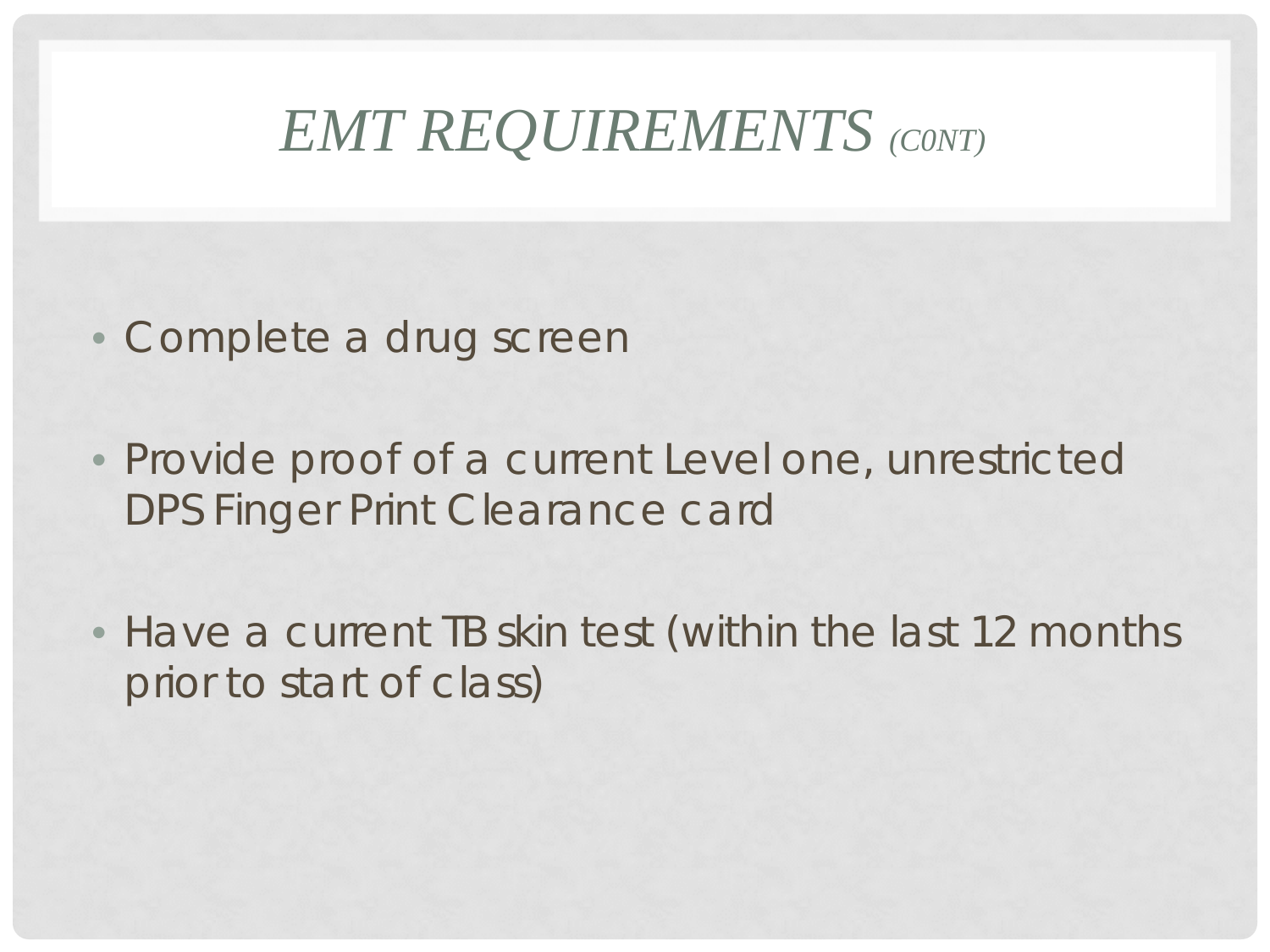# *EMT REQUIREMENTS (C0NT)*

- Complete a drug screen

- Provide proof of a current Level one, unrestricted DPS Finger Print Clearance card

- Have a current TB skin test (within the last 12 months prior to start of class)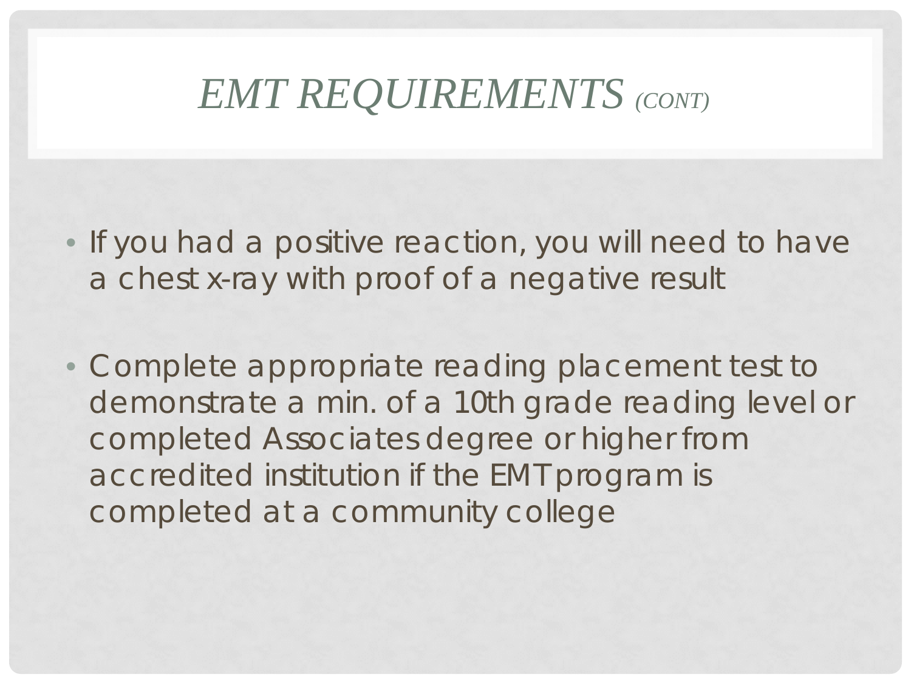# *EMT REQUIREMENTS (CONT)*

- If you had a positive reaction, you will need to have a chest x-ray with proof of a negative result
- Complete appropriate reading placement test to demonstrate a min. of a 10th grade reading level or completed Associates degree or higher from accredited institution if the EMT program is completed at a community college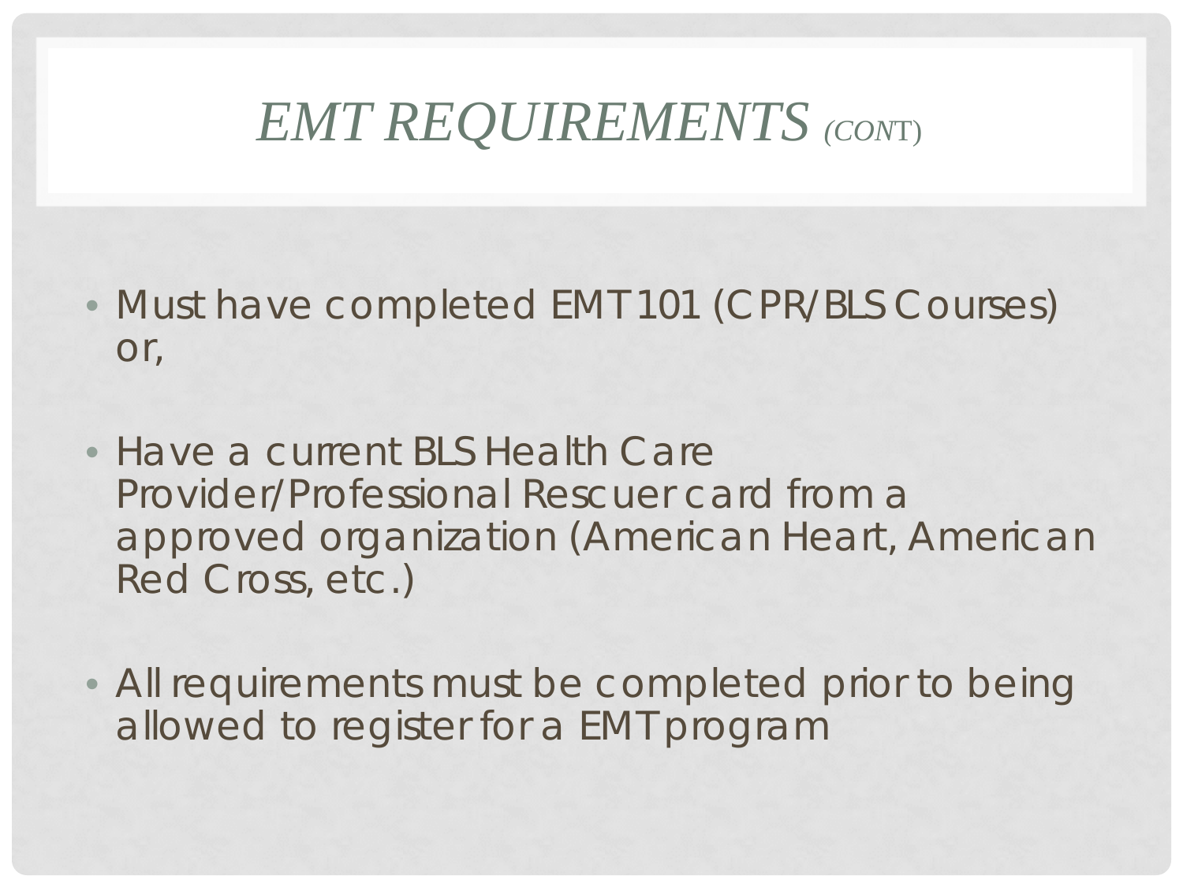# *EMT REQUIREMENTS (CONT)*

- Must have completed EMT 101 (CPR/BLS Courses) or,
- Have a current BLS Health Care Provider/Professional Rescuer card from a approved organization (American Heart, American Red Cross, etc.)
- All requirements must be completed prior to being allowed to register for a EMT program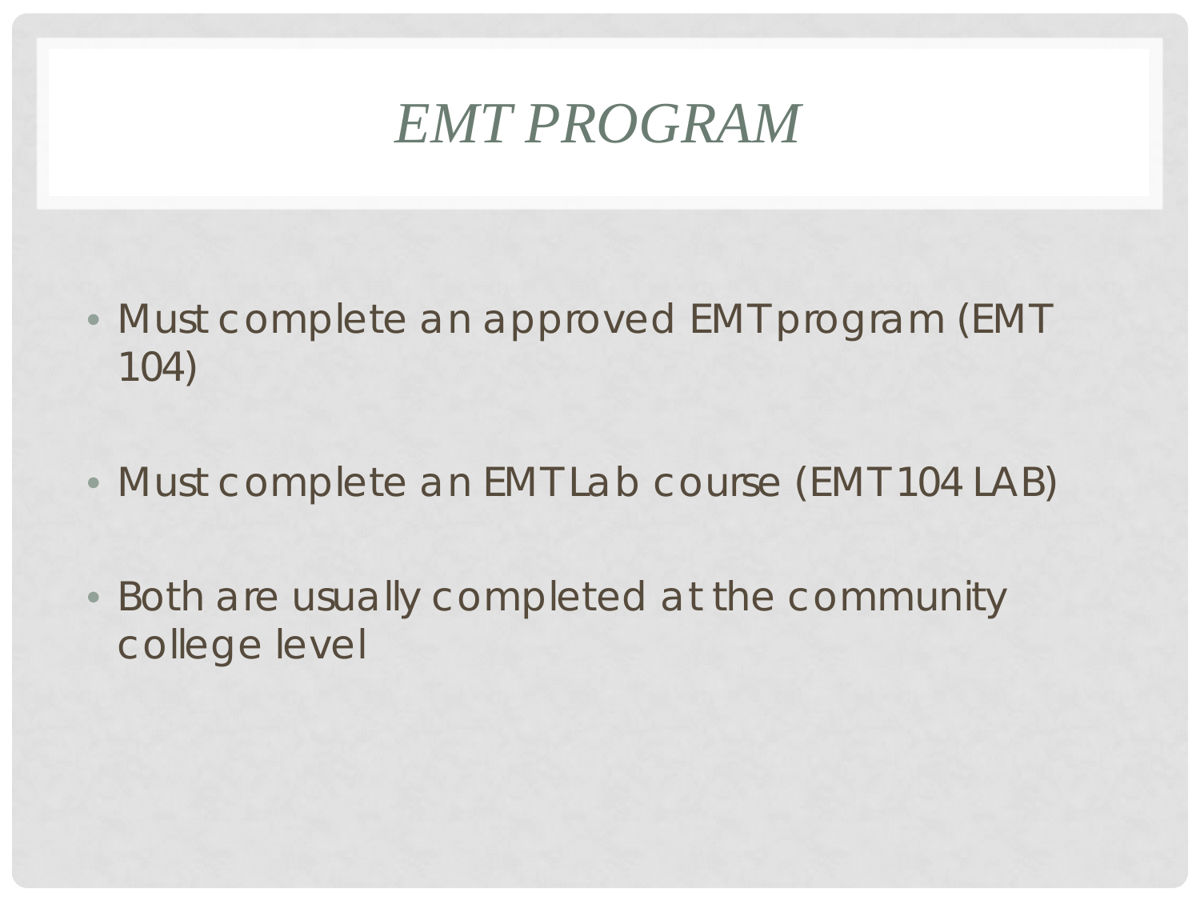# *EMT PROGRAM*

- Must complete an approved EMT program (EMT 104)
- Must complete an EMT Lab course (EMT 104 LAB)
- Both are usually completed at the community college level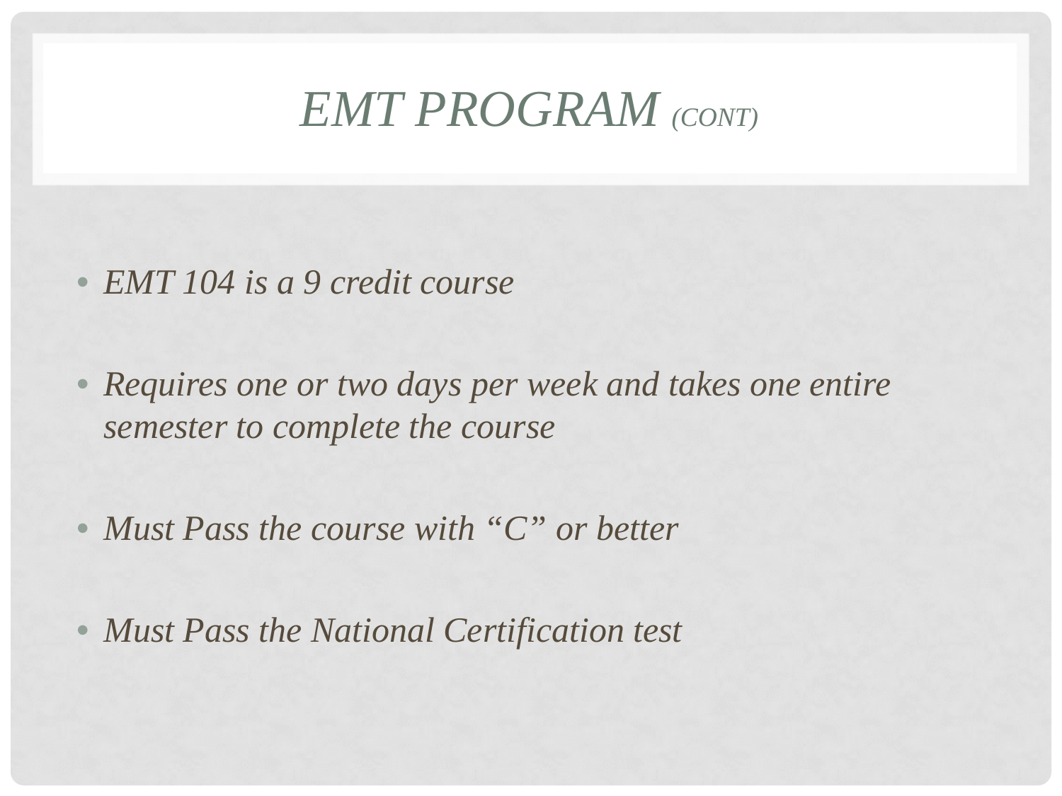# *EMT PROGRAM (CONT)*

- *EMT 104 is a 9 credit course*
- *Requires one or two days per week and takes one entire semester to complete the course*
- *Must Pass the course with "C" or better*
- *Must Pass the National Certification test*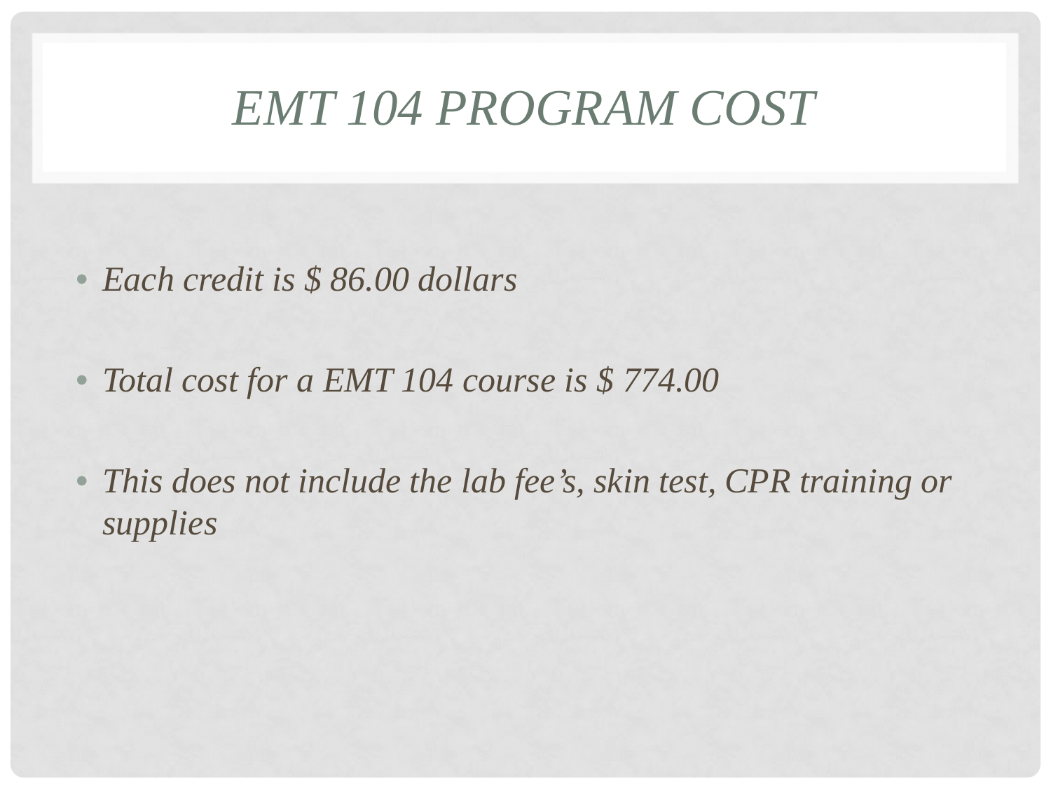# *EMT 104 PROGRAM COST*

- *Each credit is $ 86.00 dollars*
- *Total cost for a EMT 104 course is $ 774.00*
- *This does not include the lab fee's, skin test, CPR training or supplies*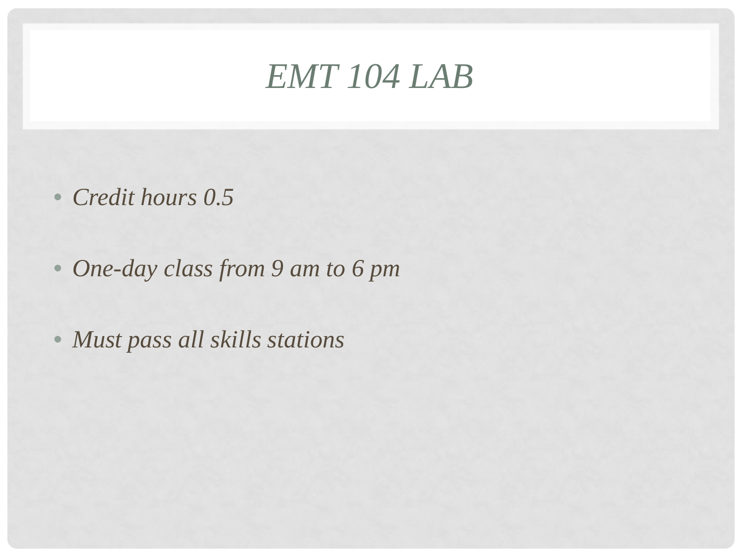# *EMT 104 LAB*

- *Credit hours 0.5*
- *One-day class from 9 am to 6 pm*
- *Must pass all skills stations*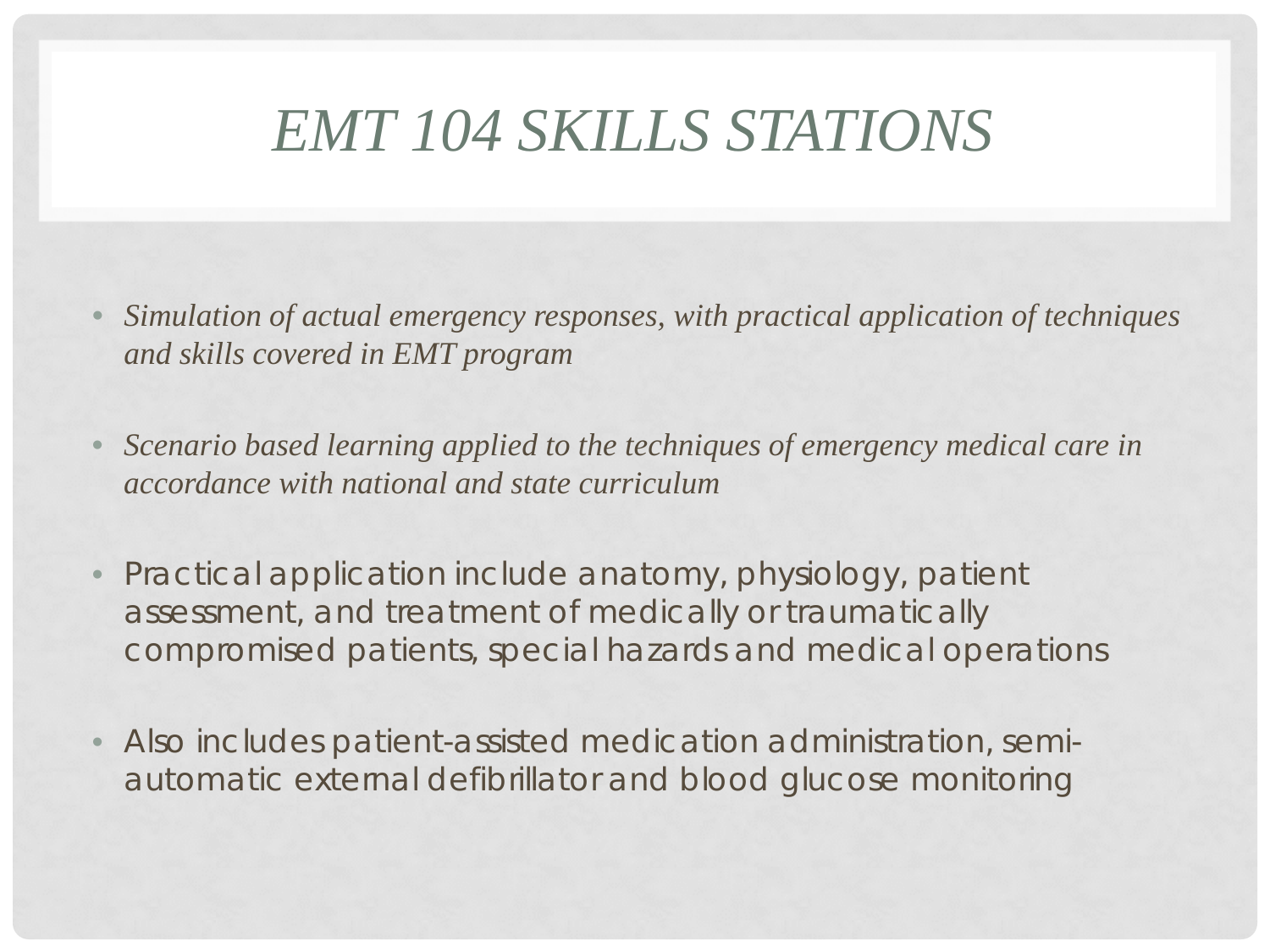# *EMT 104 SKILLS STATIONS*

- *Simulation of actual emergency responses, with practical application of techniques and skills covered in EMT program*
- *Scenario based learning applied to the techniques of emergency medical care in accordance with national and state curriculum*
- Practical application include anatomy, physiology, patient assessment, and treatment of medically or traumatically compromised patients, special hazards and medical operations
- Also includes patient-assisted medication administration, semi-automatic external defibrillator and blood glucose monitoring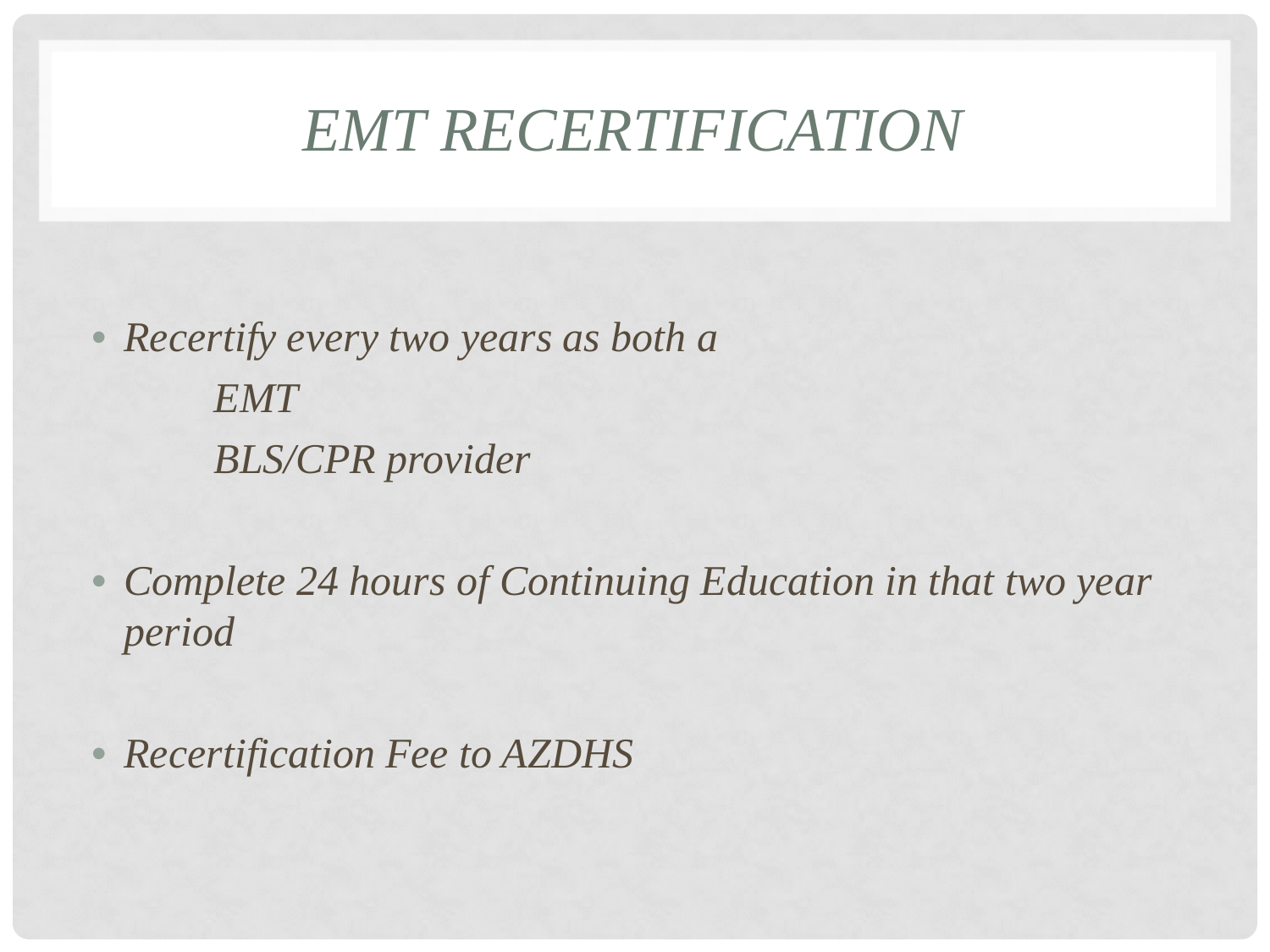# *EMT RECERTIFICATION*

- *Recertify every two years as both a*
  - *EMT*
  - *BLS/CPR provider*
- *Complete 24 hours of Continuing Education in that two year period*
- *Recertification Fee to AZDHS*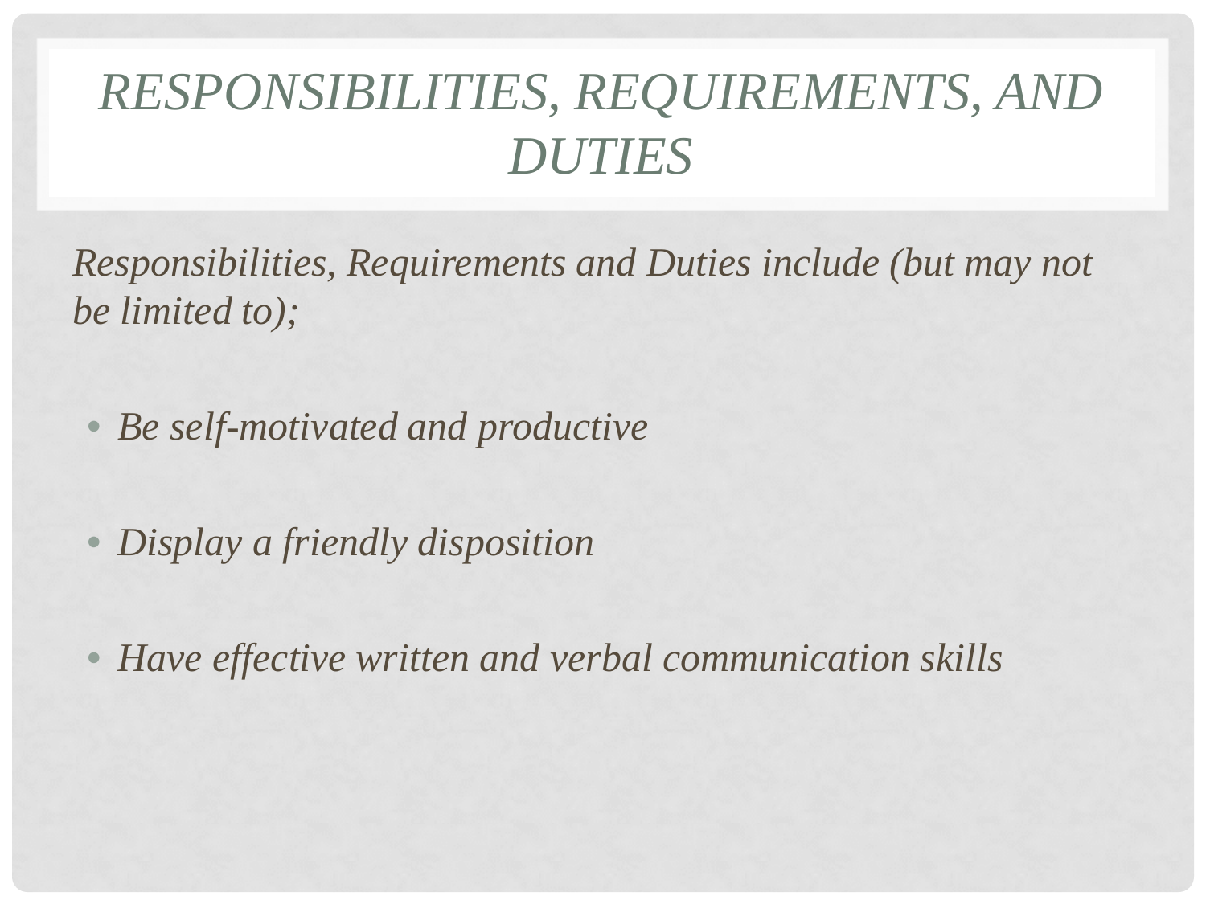# *RESPONSIBILITIES, REQUIREMENTS, AND DUTIES*

*Responsibilities, Requirements and Duties include (but may not be limited to);*

- *Be self-motivated and productive*
- *Display a friendly disposition*
- *Have effective written and verbal communication skills*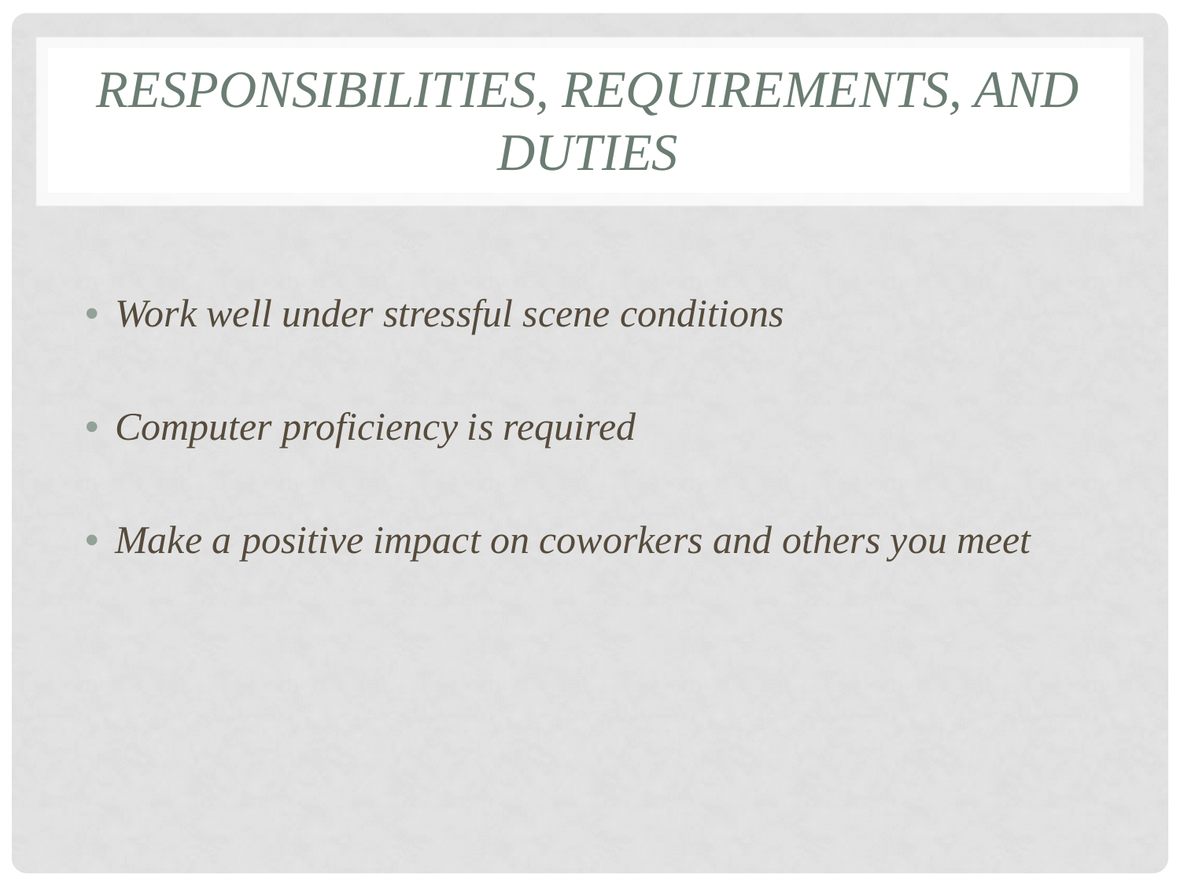# *RESPONSIBILITIES, REQUIREMENTS, AND DUTIES*

- *Work well under stressful scene conditions*
- *Computer proficiency is required*
- *Make a positive impact on coworkers and others you meet*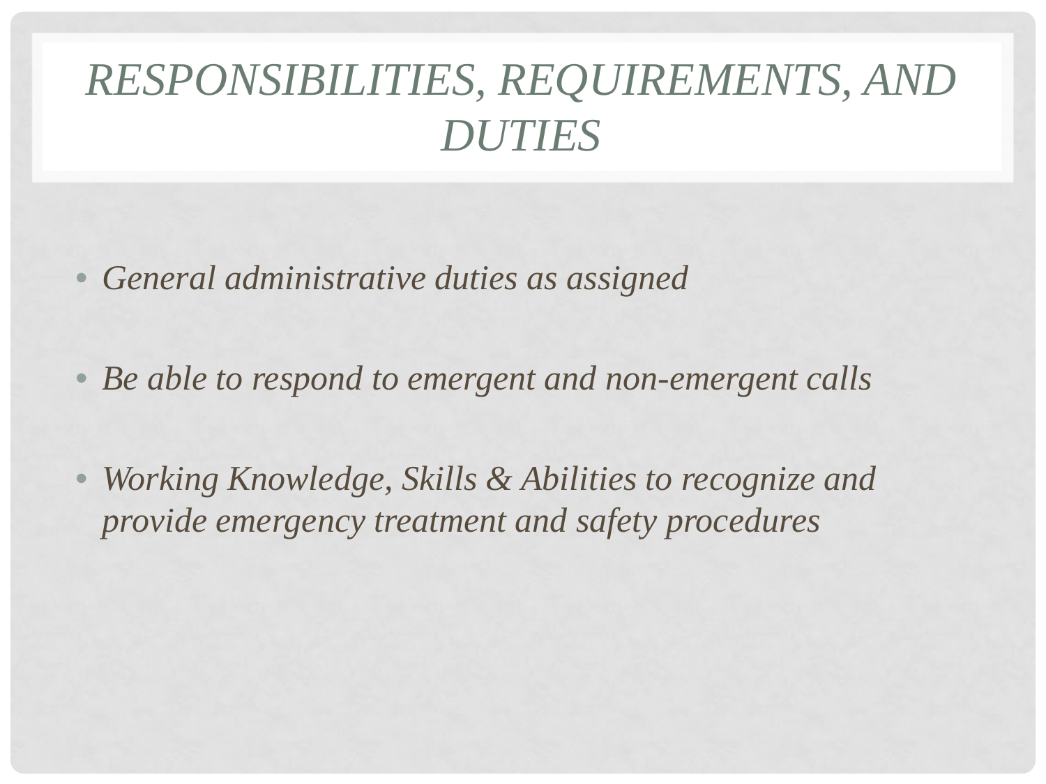# *RESPONSIBILITIES, REQUIREMENTS, AND DUTIES*

- *General administrative duties as assigned*
- *Be able to respond to emergent and non-emergent calls*
- *Working Knowledge, Skills & Abilities to recognize and provide emergency treatment and safety procedures*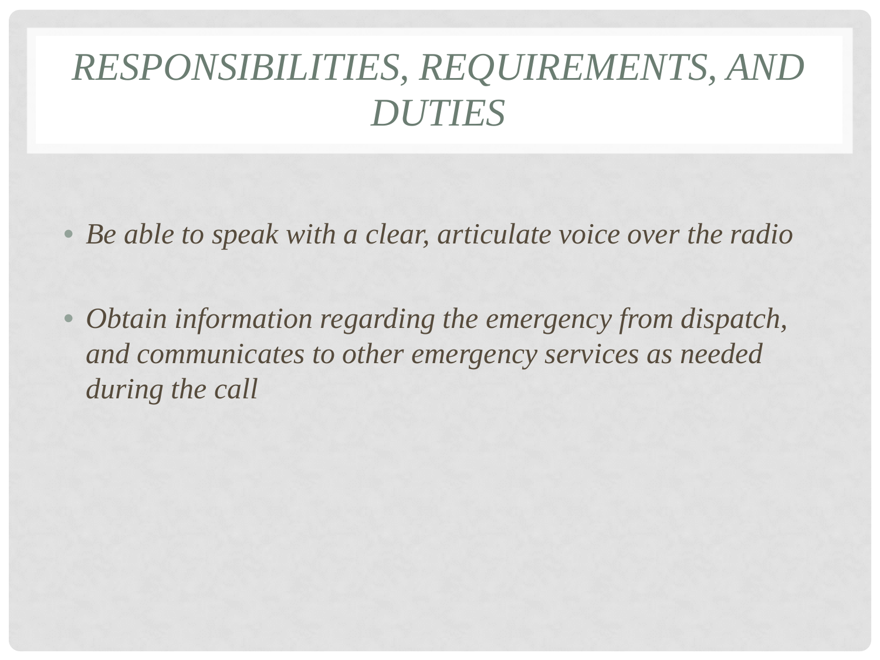# *RESPONSIBILITIES, REQUIREMENTS, AND DUTIES*

- *Be able to speak with a clear, articulate voice over the radio*
- *Obtain information regarding the emergency from dispatch, and communicates to other emergency services as needed during the call*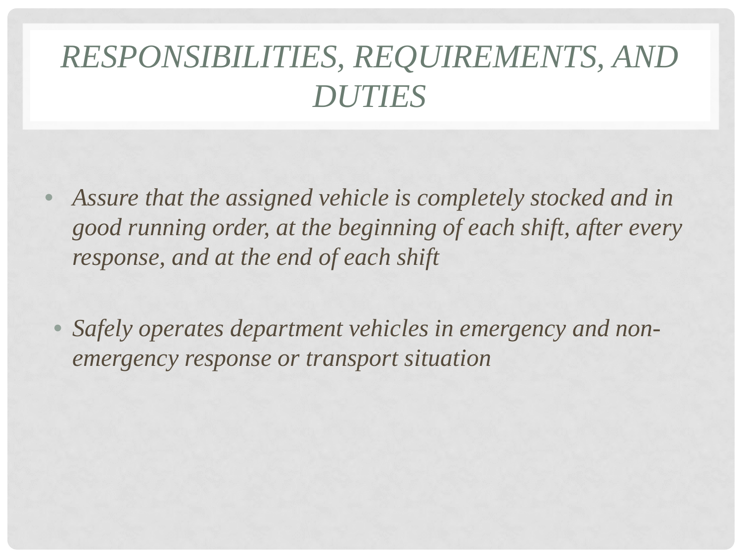# *RESPONSIBILITIES, REQUIREMENTS, AND DUTIES*

- *Assure that the assigned vehicle is completely stocked and in good running order, at the beginning of each shift, after every response, and at the end of each shift*

- *Safely operates department vehicles in emergency and non-emergency response or transport situation*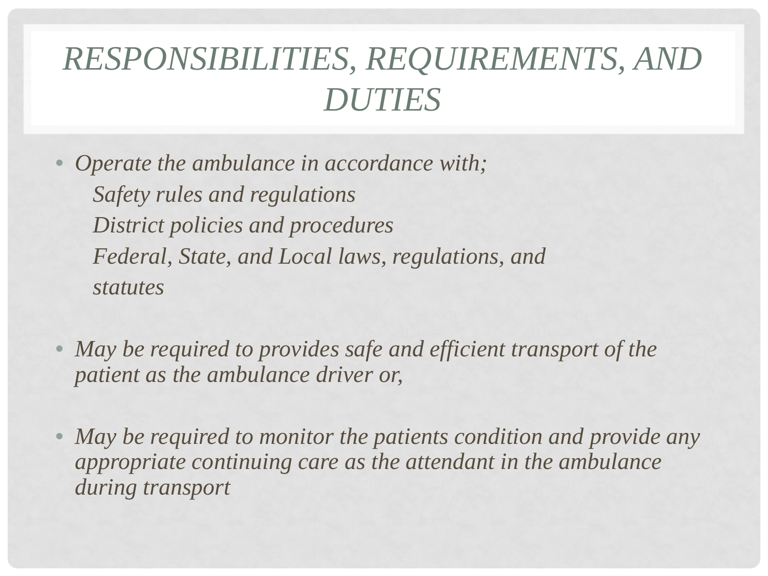# *RESPONSIBILITIES, REQUIREMENTS, AND DUTIES*

- *Operate the ambulance in accordance with;*
  - *Safety rules and regulations*
  - *District policies and procedures*
  - *Federal, State, and Local laws, regulations, and statutes*

- *May be required to provides safe and efficient transport of the patient as the ambulance driver or,*

- *May be required to monitor the patients condition and provide any appropriate continuing care as the attendant in the ambulance during transport*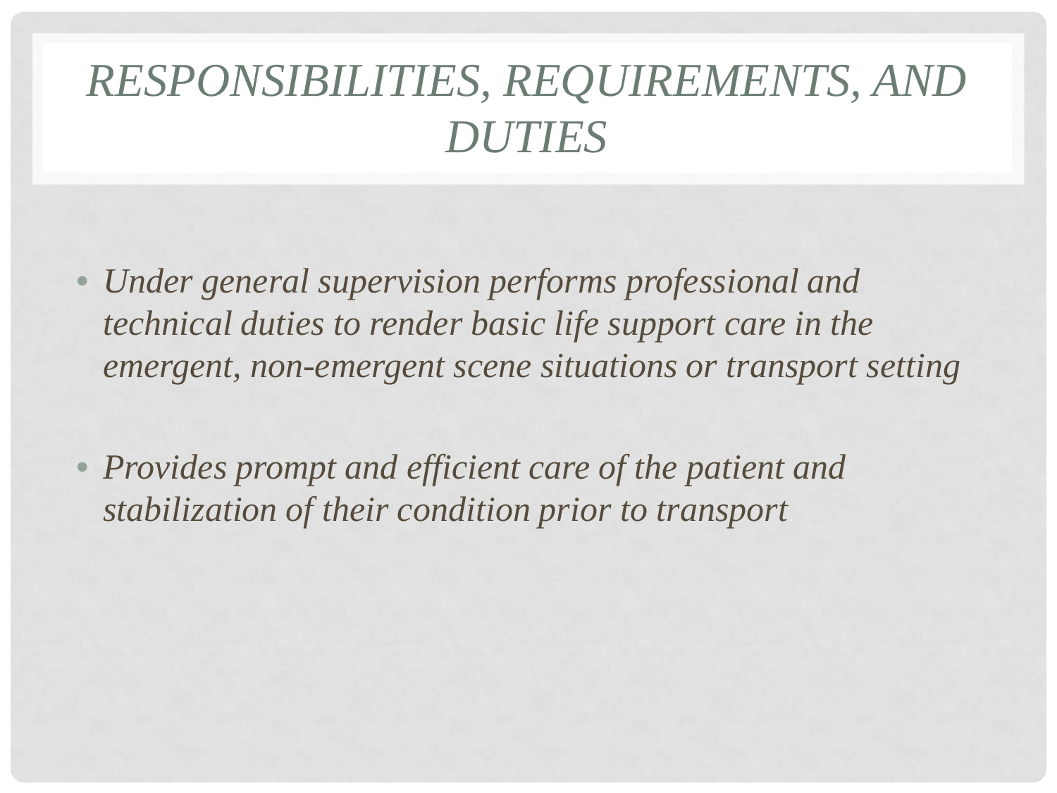# *RESPONSIBILITIES, REQUIREMENTS, AND DUTIES*

- *Under general supervision performs professional and technical duties to render basic life support care in the emergent, non-emergent scene situations or transport setting*

- *Provides prompt and efficient care of the patient and stabilization of their condition prior to transport*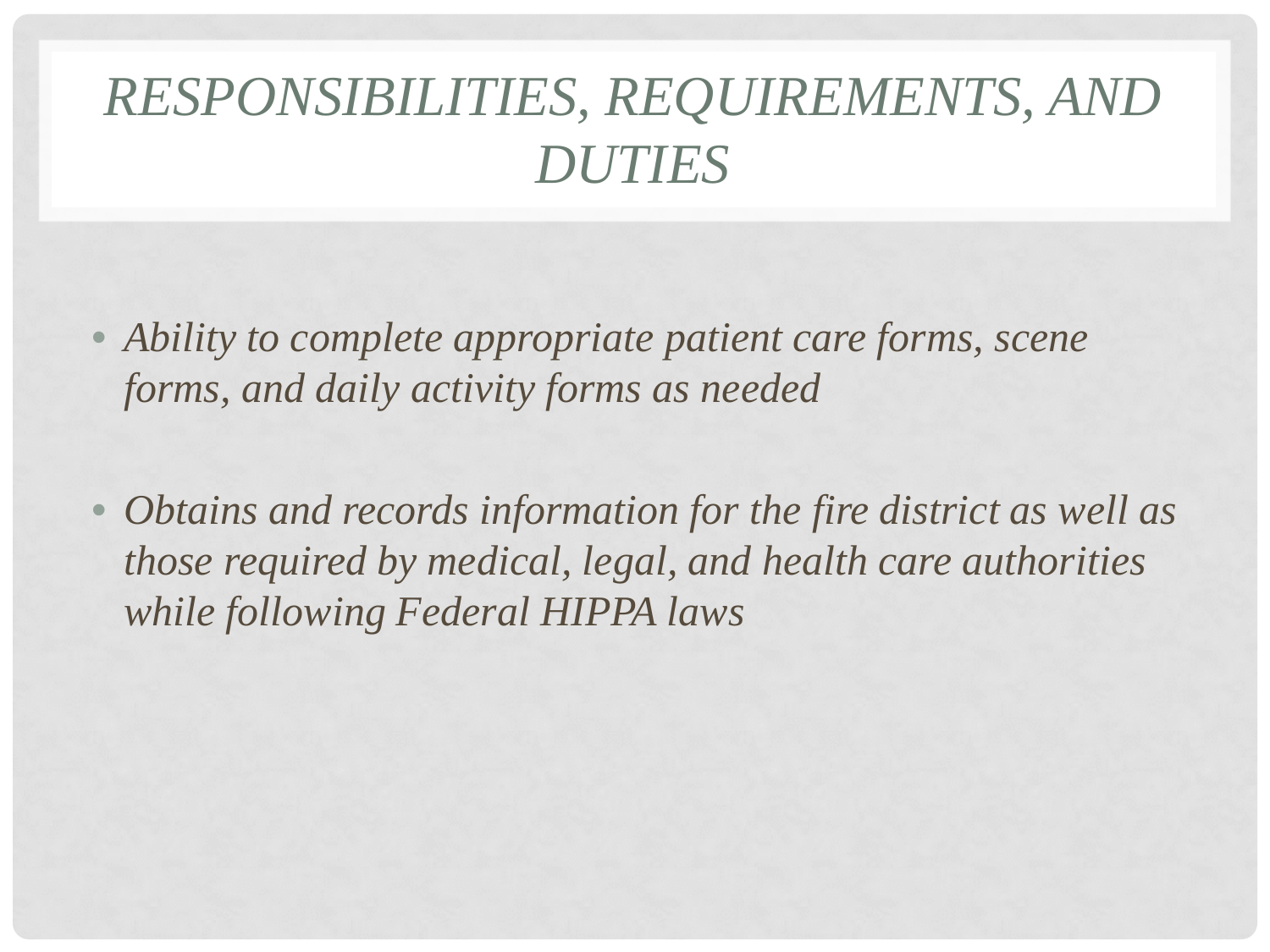# *RESPONSIBILITIES, REQUIREMENTS, AND DUTIES*

- *Ability to complete appropriate patient care forms, scene forms, and daily activity forms as needed*

- *Obtains and records information for the fire district as well as those required by medical, legal, and health care authorities while following Federal HIPPA laws*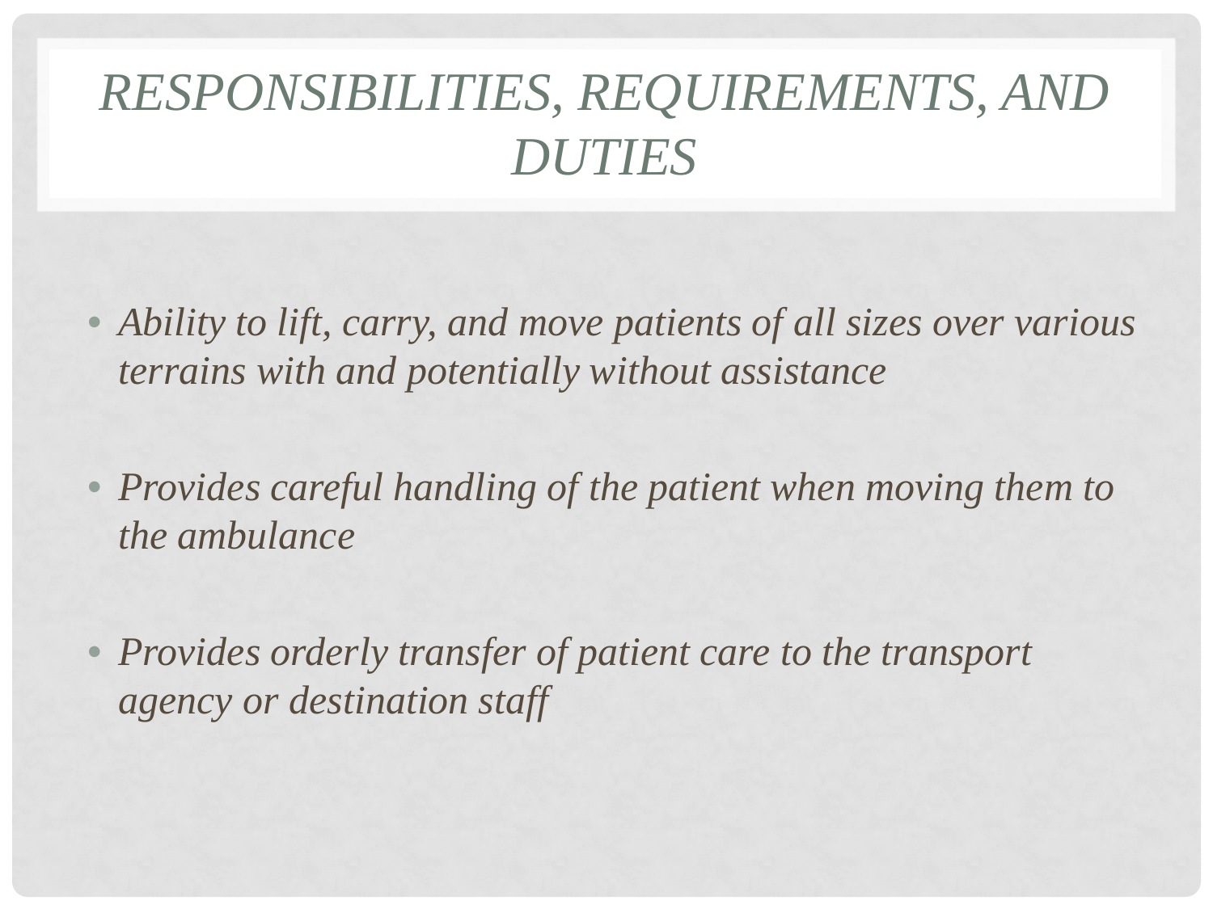# *RESPONSIBILITIES, REQUIREMENTS, AND DUTIES*

- *Ability to lift, carry, and move patients of all sizes over various terrains with and potentially without assistance*
- *Provides careful handling of the patient when moving them to the ambulance*
- *Provides orderly transfer of patient care to the transport agency or destination staff*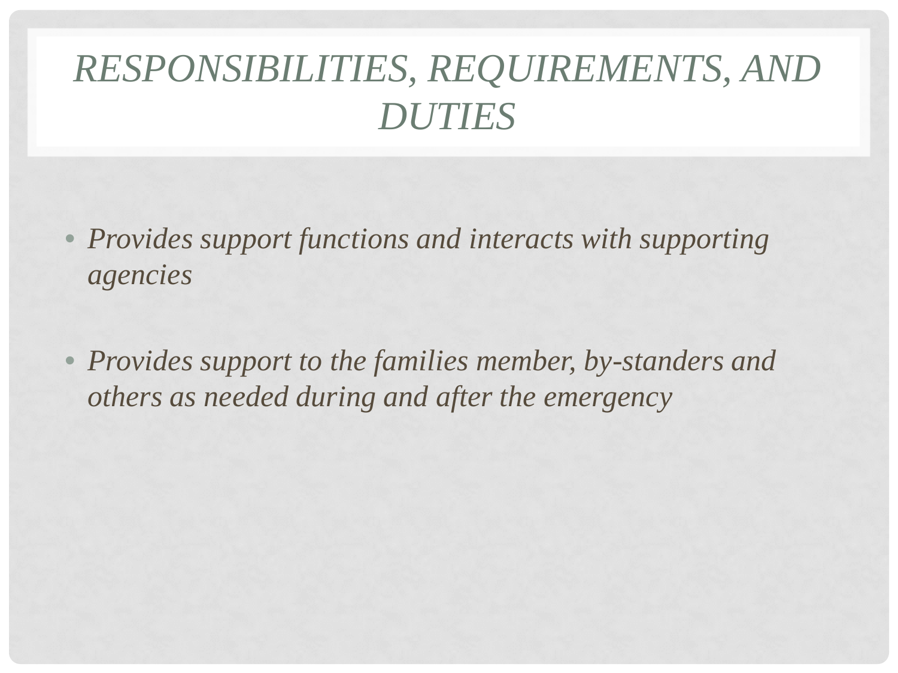# *RESPONSIBILITIES, REQUIREMENTS, AND DUTIES*

- *Provides support functions and interacts with supporting agencies*
- *Provides support to the families member, by-standers and others as needed during and after the emergency*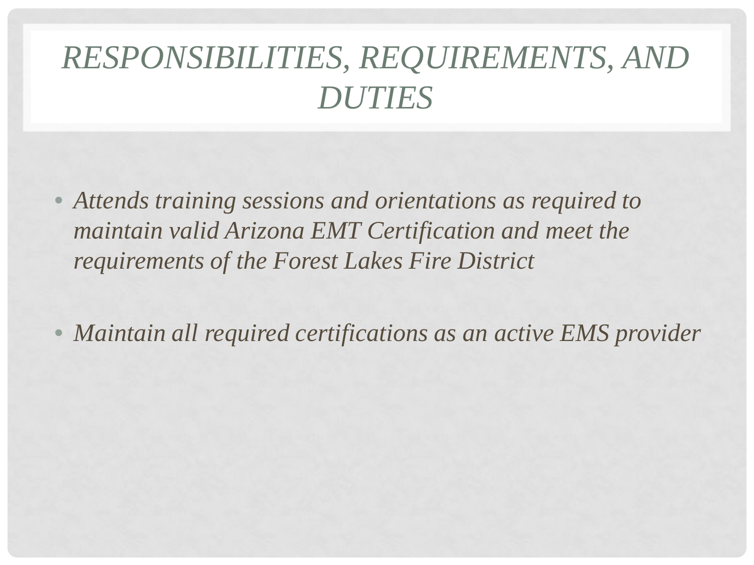# *RESPONSIBILITIES, REQUIREMENTS, AND DUTIES*

- *Attends training sessions and orientations as required to maintain valid Arizona EMT Certification and meet the requirements of the Forest Lakes Fire District*

- *Maintain all required certifications as an active EMS provider*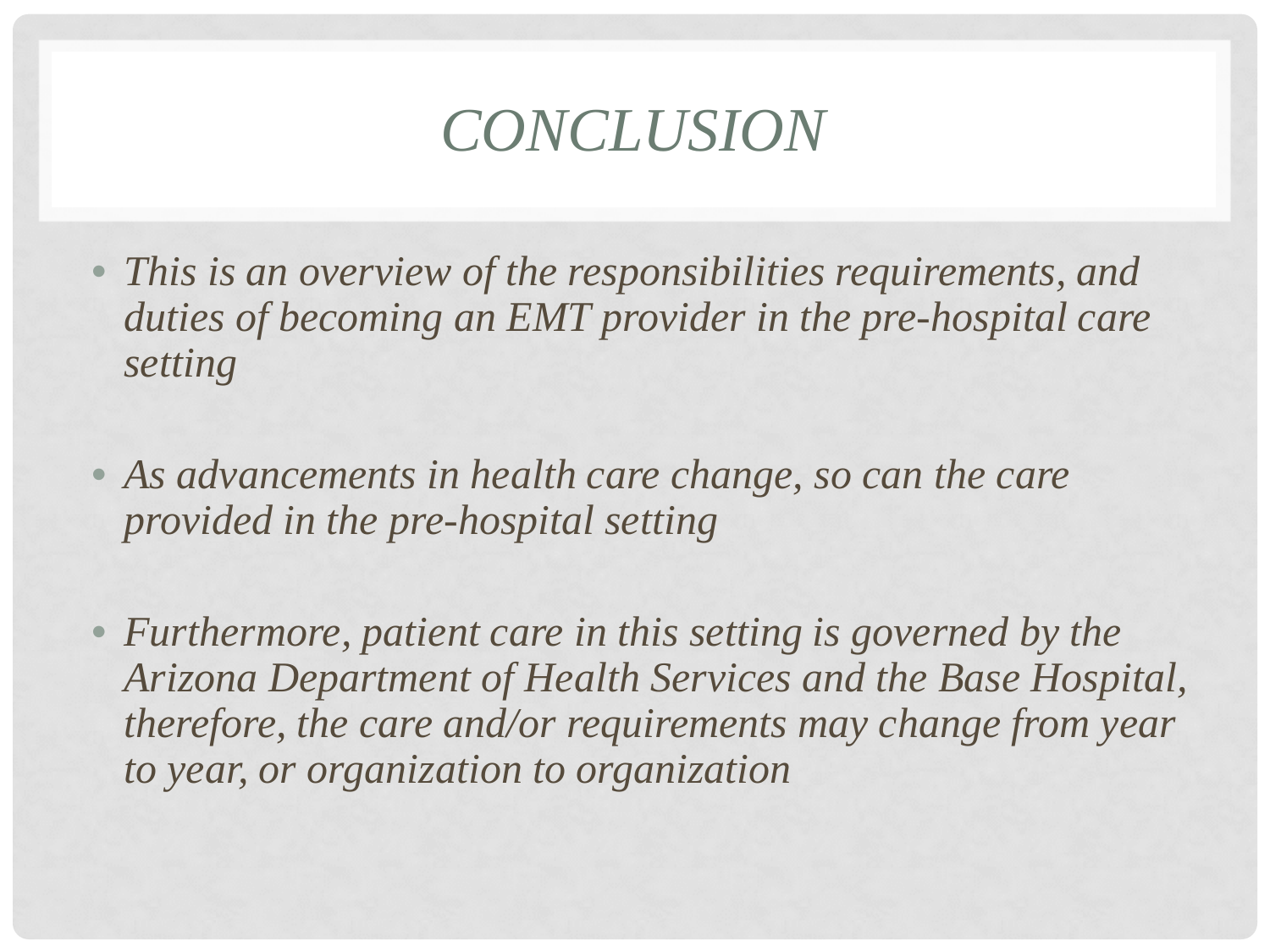# CONCLUSION

- *This is an overview of the responsibilities requirements, and duties of becoming an EMT provider in the pre-hospital care setting*
- *As advancements in health care change, so can the care provided in the pre-hospital setting*
- *Furthermore, patient care in this setting is governed by the Arizona Department of Health Services and the Base Hospital, therefore, the care and/or requirements may change from year to year, or organization to organization*